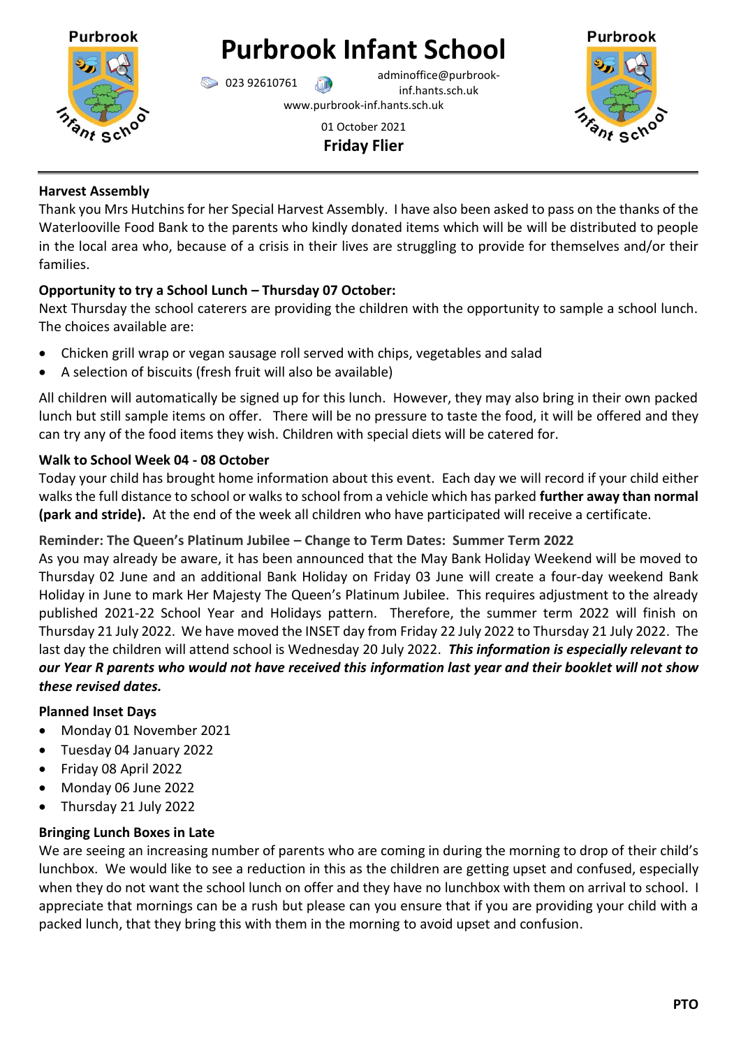# Purbrook Infant School

023 92610761 adminoffice@purbrook-inf.hants.sch.uk

www.purbrook-inf.hants.sch.uk

01 October 2021

**Friday Flier**

**Harvest Assembly**

Thank you Mrs Hutchins for her Special Harvest Assembly. I have also been asked to pass on the thanks of the Waterlooville Food Bank to the parents who kindly donated items which will be will be distributed to people in the local area who, because of a crisis in their lives are struggling to provide for themselves and/or their families.

**Opportunity to try a School Lunch – Thursday 07 October:**

Next Thursday the school caterers are providing the children with the opportunity to sample a school lunch. The choices available are:

- Chicken grill wrap or vegan sausage roll served with chips, vegetables and salad
- A selection of biscuits (fresh fruit will also be available)

All children will automatically be signed up for this lunch. However, they may also bring in their own packed lunch but still sample items on offer. There will be no pressure to taste the food, it will be offered and they can try any of the food items they wish. Children with special diets will be catered for.

**Walk to School Week 04 - 08 October**

Today your child has brought home information about this event. Each day we will record if your child either walks the full distance to school or walks to school from a vehicle which has parked **further away than normal (park and stride).** At the end of the week all children who have participated will receive a certificate.

**Reminder: The Queen's Platinum Jubilee – Change to Term Dates: Summer Term 2022**

As you may already be aware, it has been announced that the May Bank Holiday Weekend will be moved to Thursday 02 June and an additional Bank Holiday on Friday 03 June will create a four-day weekend Bank Holiday in June to mark Her Majesty The Queen's Platinum Jubilee. This requires adjustment to the already published 2021-22 School Year and Holidays pattern. Therefore, the summer term 2022 will finish on Thursday 21 July 2022. We have moved the INSET day from Friday 22 July 2022 to Thursday 21 July 2022. The last day the children will attend school is Wednesday 20 July 2022. ***This information is especially relevant to our Year R parents who would not have received this information last year and their booklet will not show these revised dates.***

**Planned Inset Days**

- Monday 01 November 2021
- Tuesday 04 January 2022
- Friday 08 April 2022
- Monday 06 June 2022
- Thursday 21 July 2022

**Bringing Lunch Boxes in Late**

We are seeing an increasing number of parents who are coming in during the morning to drop of their child's lunchbox. We would like to see a reduction in this as the children are getting upset and confused, especially when they do not want the school lunch on offer and they have no lunchbox with them on arrival to school. I appreciate that mornings can be a rush but please can you ensure that if you are providing your child with a packed lunch, that they bring this with them in the morning to avoid upset and confusion.

**PTO**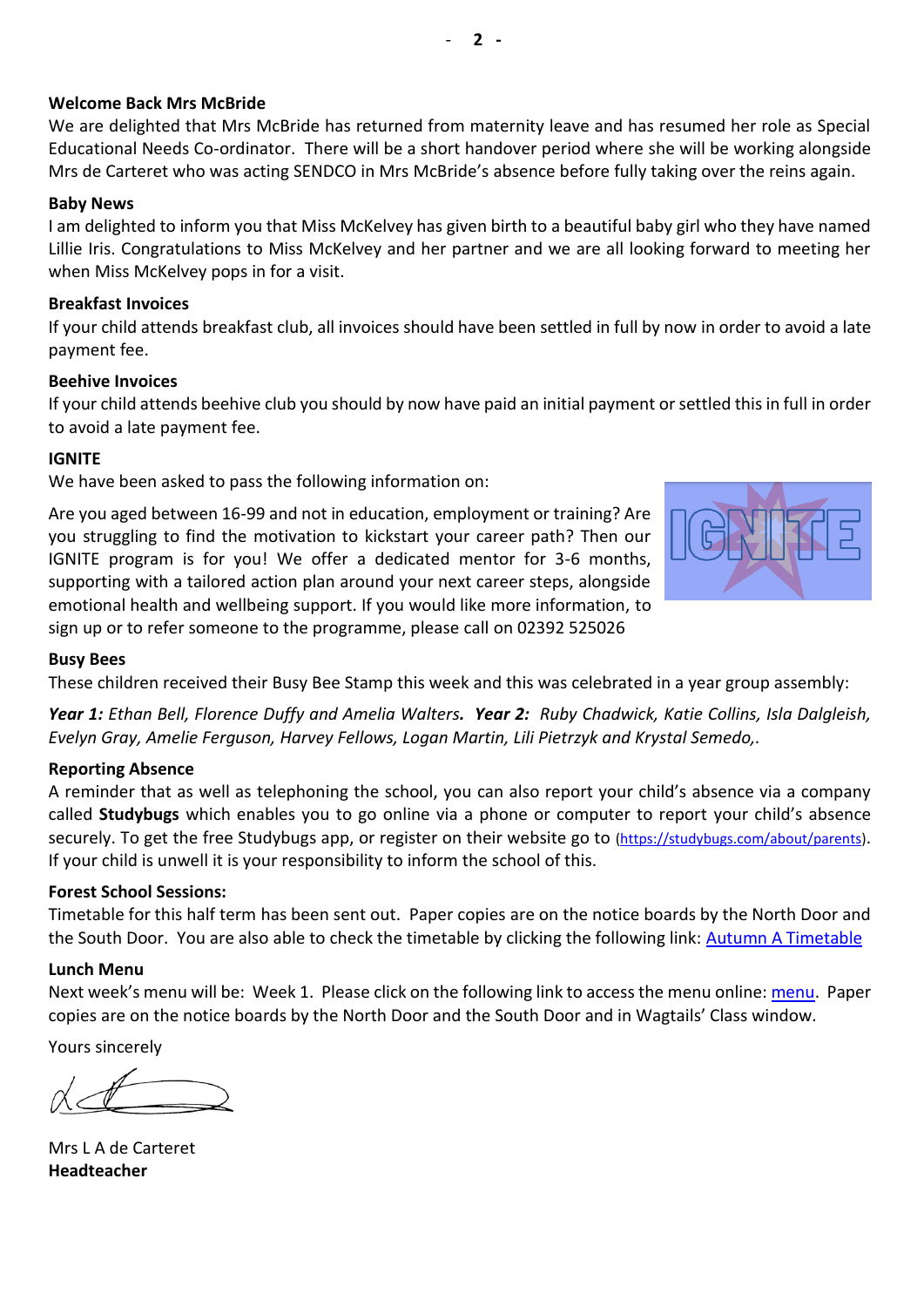**Welcome Back Mrs McBride**

We are delighted that Mrs McBride has returned from maternity leave and has resumed her role as Special Educational Needs Co-ordinator. There will be a short handover period where she will be working alongside Mrs de Carteret who was acting SENDCO in Mrs McBride's absence before fully taking over the reins again.

**Baby News**

I am delighted to inform you that Miss McKelvey has given birth to a beautiful baby girl who they have named Lillie Iris. Congratulations to Miss McKelvey and her partner and we are all looking forward to meeting her when Miss McKelvey pops in for a visit.

**Breakfast Invoices**

If your child attends breakfast club, all invoices should have been settled in full by now in order to avoid a late payment fee.

**Beehive Invoices**

If your child attends beehive club you should by now have paid an initial payment or settled this in full in order to avoid a late payment fee.

**IGNITE**

We have been asked to pass the following information on:

Are you aged between 16-99 and not in education, employment or training? Are you struggling to find the motivation to kickstart your career path? Then our IGNITE program is for you! We offer a dedicated mentor for 3-6 months, supporting with a tailored action plan around your next career steps, alongside emotional health and wellbeing support. If you would like more information, to sign up or to refer someone to the programme, please call on 02392 525026

**Busy Bees**

These children received their Busy Bee Stamp this week and this was celebrated in a year group assembly:

***Year 1:*** *Ethan Bell, Florence Duffy and Amelia Walters.* ***Year 2:*** *Ruby Chadwick, Katie Collins, Isla Dalgleish, Evelyn Gray, Amelie Ferguson, Harvey Fellows, Logan Martin, Lili Pietrzyk and Krystal Semedo,.*

**Reporting Absence**

A reminder that as well as telephoning the school, you can also report your child's absence via a company called **Studybugs** which enables you to go online via a phone or computer to report your child's absence securely. To get the free Studybugs app, or register on their website go to (https://studybugs.com/about/parents). If your child is unwell it is your responsibility to inform the school of this.

**Forest School Sessions:**

Timetable for this half term has been sent out. Paper copies are on the notice boards by the North Door and the South Door. You are also able to check the timetable by clicking the following link: Autumn A Timetable

**Lunch Menu**

Next week's menu will be: Week 1. Please click on the following link to access the menu online: menu. Paper copies are on the notice boards by the North Door and the South Door and in Wagtails' Class window.

Yours sincerely

Mrs L A de Carteret
**Headteacher**